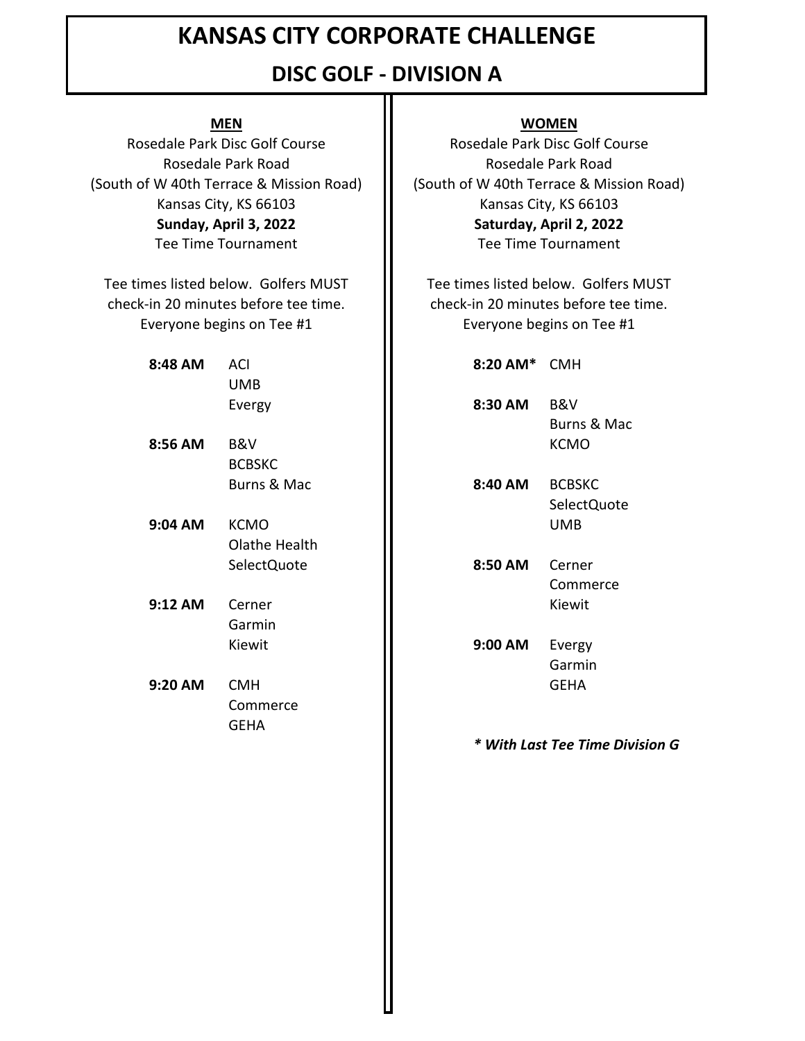# KANSAS CITY CORPORATE CHALLENGE

## DISC GOLF - DIVISION A

### MEN

Rosedale Park Disc Golf Course
Rosedale Park Road
(South of W 40th Terrace & Mission Road)
Kansas City, KS 66103
**Sunday, April 3, 2022**
Tee Time Tournament

Tee times listed below. Golfers MUST check-in 20 minutes before tee time. Everyone begins on Tee #1

| Tee Time | Teams |
|---|---|
| **8:48 AM** | ACI<br>UMB<br>Evergy |
| **8:56 AM** | B&V<br>BCBSKC<br>Burns & Mac |
| **9:04 AM** | KCMO<br>Olathe Health<br>SelectQuote |
| **9:12 AM** | Cerner<br>Garmin<br>Kiewit |
| **9:20 AM** | CMH<br>Commerce<br>GEHA |

### WOMEN

Rosedale Park Disc Golf Course
Rosedale Park Road
(South of W 40th Terrace & Mission Road)
Kansas City, KS 66103
**Saturday, April 2, 2022**
Tee Time Tournament

Tee times listed below. Golfers MUST check-in 20 minutes before tee time. Everyone begins on Tee #1

| Tee Time | Teams |
|---|---|
| **8:20 AM*** | CMH |
| **8:30 AM** | B&V<br>Burns & Mac<br>KCMO |
| **8:40 AM** | BCBSKC<br>SelectQuote<br>UMB |
| **8:50 AM** | Cerner<br>Commerce<br>Kiewit |
| **9:00 AM** | Evergy<br>Garmin<br>GEHA |

***With Last Tee Time Division G***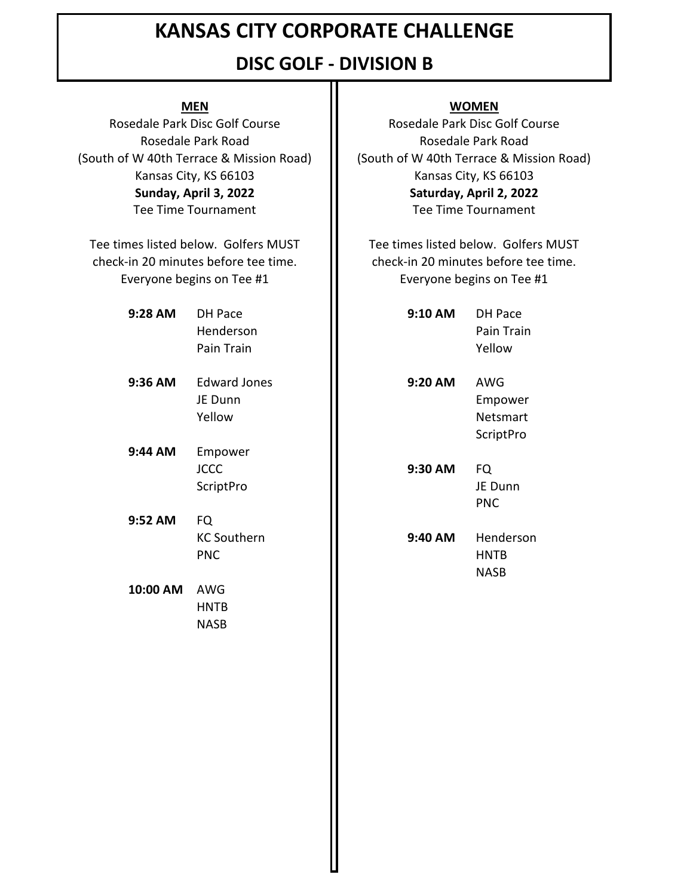# KANSAS CITY CORPORATE CHALLENGE

## DISC GOLF - DIVISION B

### MEN

Rosedale Park Disc Golf Course
Rosedale Park Road
(South of W 40th Terrace & Mission Road)
Kansas City, KS 66103
**Sunday, April 3, 2022**
Tee Time Tournament

Tee times listed below. Golfers MUST check-in 20 minutes before tee time. Everyone begins on Tee #1

| Tee Time | Teams |
|---|---|
| **9:28 AM** | DH Pace<br>Henderson<br>Pain Train |
| **9:36 AM** | Edward Jones<br>JE Dunn<br>Yellow |
| **9:44 AM** | Empower<br>JCCC<br>ScriptPro |
| **9:52 AM** | FQ<br>KC Southern<br>PNC |
| **10:00 AM** | AWG<br>HNTB<br>NASB |

### WOMEN

Rosedale Park Disc Golf Course
Rosedale Park Road
(South of W 40th Terrace & Mission Road)
Kansas City, KS 66103
**Saturday, April 2, 2022**
Tee Time Tournament

Tee times listed below. Golfers MUST check-in 20 minutes before tee time. Everyone begins on Tee #1

| Tee Time | Teams |
|---|---|
| **9:10 AM** | DH Pace<br>Pain Train<br>Yellow |
| **9:20 AM** | AWG<br>Empower<br>Netsmart<br>ScriptPro |
| **9:30 AM** | FQ<br>JE Dunn<br>PNC |
| **9:40 AM** | Henderson<br>HNTB<br>NASB |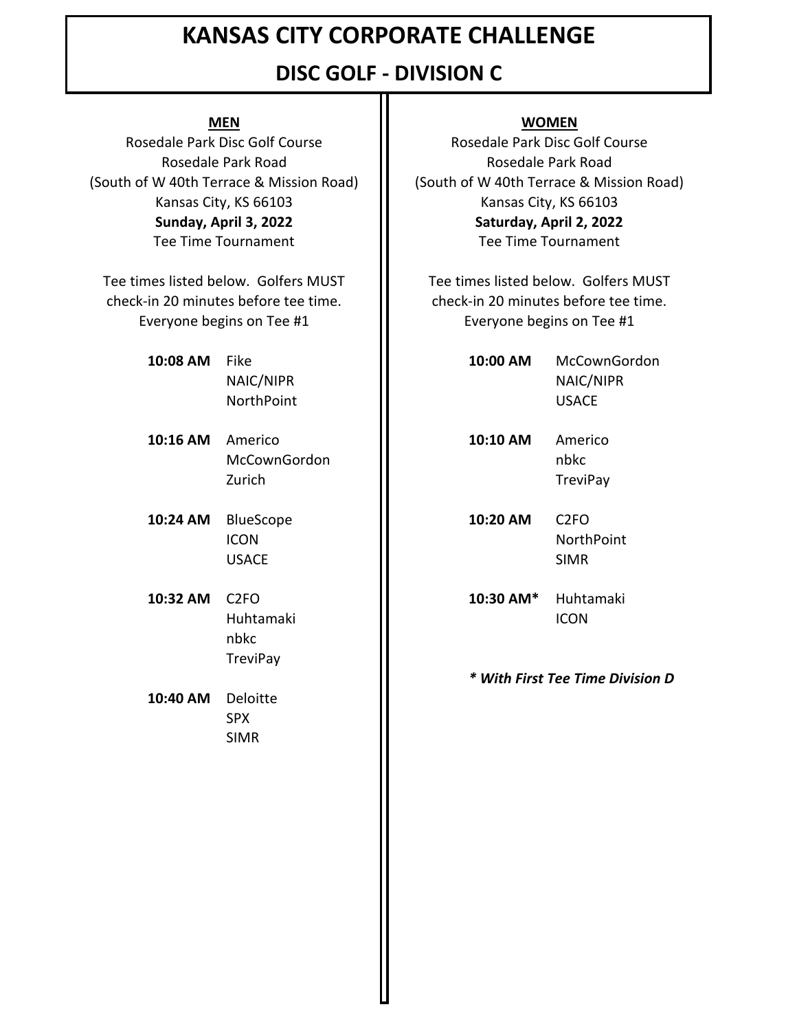# KANSAS CITY CORPORATE CHALLENGE

## DISC GOLF - DIVISION C

### MEN

Rosedale Park Disc Golf Course
Rosedale Park Road
(South of W 40th Terrace & Mission Road)
Kansas City, KS 66103
**Sunday, April 3, 2022**
Tee Time Tournament

Tee times listed below. Golfers MUST check-in 20 minutes before tee time. Everyone begins on Tee #1

| Tee Time | Teams |
| --- | --- |
| **10:08 AM** | Fike<br>NAIC/NIPR<br>NorthPoint |
| **10:16 AM** | Americo<br>McCownGordon<br>Zurich |
| **10:24 AM** | BlueScope<br>ICON<br>USACE |
| **10:32 AM** | C2FO<br>Huhtamaki<br>nbkc<br>TreviPay |
| **10:40 AM** | Deloitte<br>SPX<br>SIMR |

### WOMEN

Rosedale Park Disc Golf Course
Rosedale Park Road
(South of W 40th Terrace & Mission Road)
Kansas City, KS 66103
**Saturday, April 2, 2022**
Tee Time Tournament

Tee times listed below. Golfers MUST check-in 20 minutes before tee time. Everyone begins on Tee #1

| Tee Time | Teams |
| --- | --- |
| **10:00 AM** | McCownGordon<br>NAIC/NIPR<br>USACE |
| **10:10 AM** | Americo<br>nbkc<br>TreviPay |
| **10:20 AM** | C2FO<br>NorthPoint<br>SIMR |
| **10:30 AM*** | Huhtamaki<br>ICON |

***With First Tee Time Division D***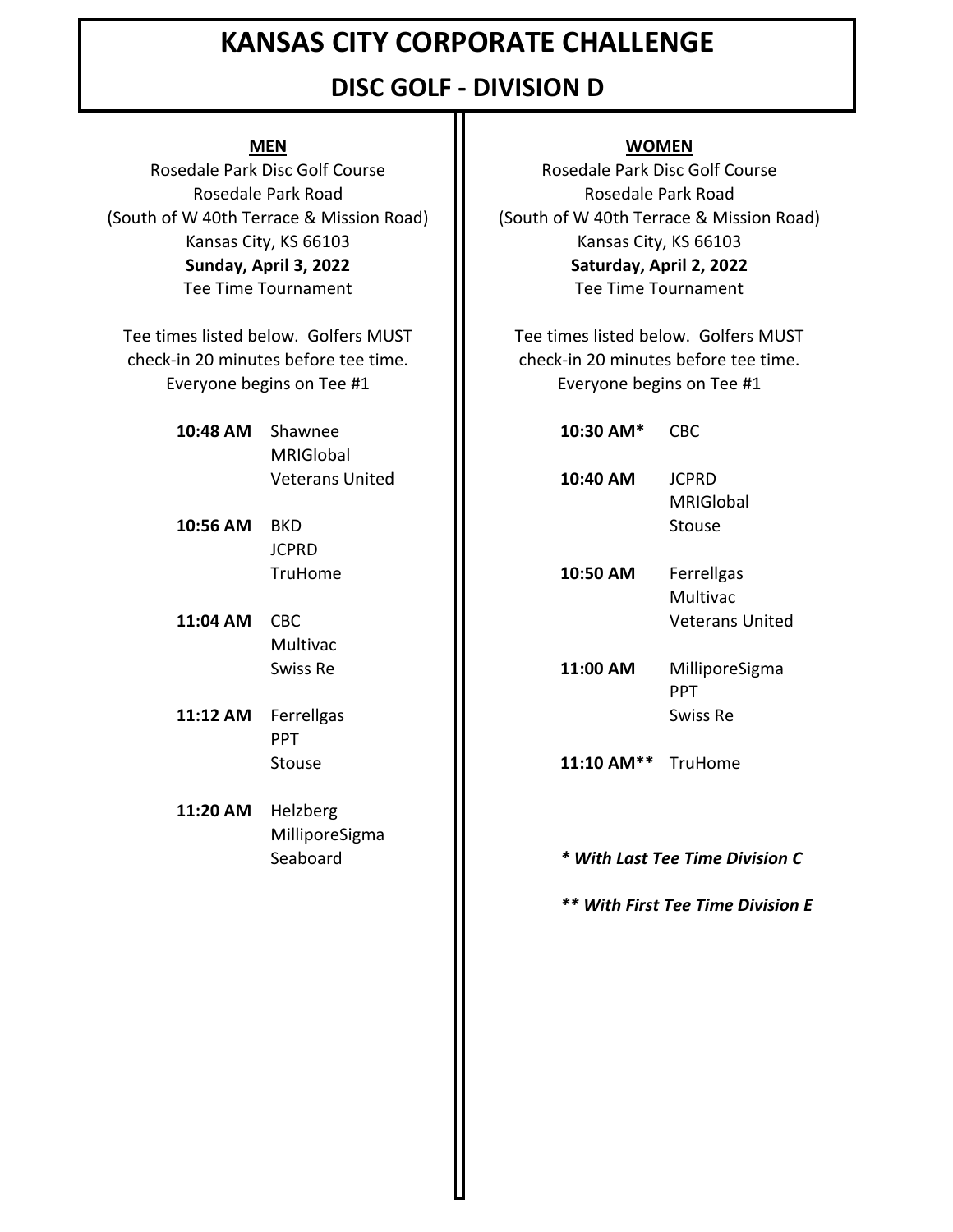# KANSAS CITY CORPORATE CHALLENGE

## DISC GOLF - DIVISION D

### MEN

Rosedale Park Disc Golf Course
Rosedale Park Road
(South of W 40th Terrace & Mission Road)
Kansas City, KS 66103
**Sunday, April 3, 2022**
Tee Time Tournament

Tee times listed below. Golfers MUST check-in 20 minutes before tee time. Everyone begins on Tee #1

**10:48 AM**
- Shawnee
- MRIGlobal
- Veterans United

**10:56 AM**
- BKD
- JCPRD
- TruHome

**11:04 AM**
- CBC
- Multivac
- Swiss Re

**11:12 AM**
- Ferrellgas
- PPT
- Stouse

**11:20 AM**
- Helzberg
- MilliporeSigma
- Seaboard

### WOMEN

Rosedale Park Disc Golf Course
Rosedale Park Road
(South of W 40th Terrace & Mission Road)
Kansas City, KS 66103
**Saturday, April 2, 2022**
Tee Time Tournament

Tee times listed below. Golfers MUST check-in 20 minutes before tee time. Everyone begins on Tee #1

**10:30 AM***
- CBC

**10:40 AM**
- JCPRD
- MRIGlobal
- Stouse

**10:50 AM**
- Ferrellgas
- Multivac
- Veterans United

**11:00 AM**
- MilliporeSigma
- PPT
- Swiss Re

**11:10 AM****
- TruHome

***\* With Last Tee Time Division C***

***\*\* With First Tee Time Division E***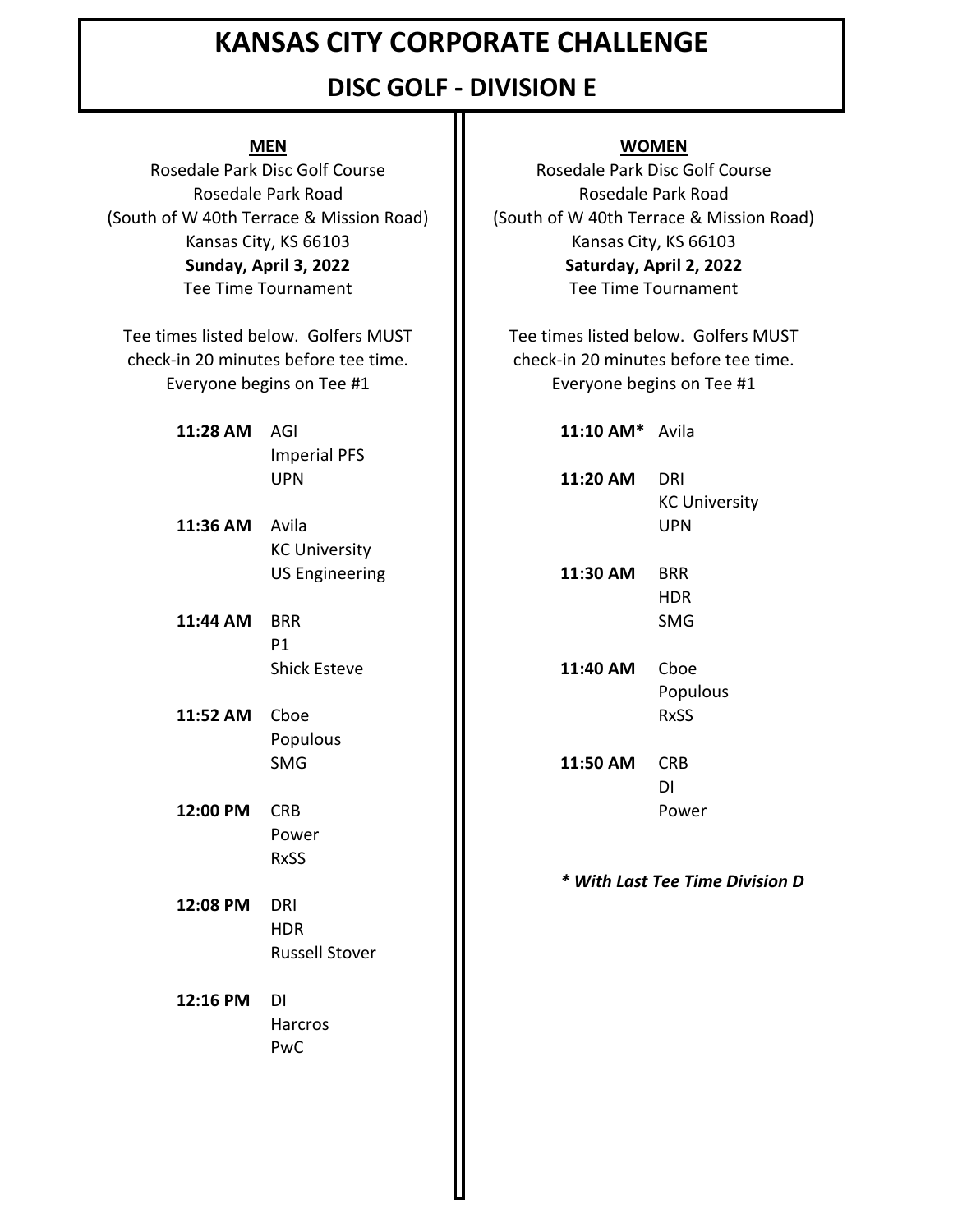# KANSAS CITY CORPORATE CHALLENGE

## DISC GOLF - DIVISION E

### MEN

Rosedale Park Disc Golf Course
Rosedale Park Road
(South of W 40th Terrace & Mission Road)
Kansas City, KS 66103
**Sunday, April 3, 2022**
Tee Time Tournament

Tee times listed below. Golfers MUST check-in 20 minutes before tee time. Everyone begins on Tee #1

| Tee Time | Teams |
|---|---|
| **11:28 AM** | AGI<br>Imperial PFS<br>UPN |
| **11:36 AM** | Avila<br>KC University<br>US Engineering |
| **11:44 AM** | BRR<br>P1<br>Shick Esteve |
| **11:52 AM** | Cboe<br>Populous<br>SMG |
| **12:00 PM** | CRB<br>Power<br>RxSS |
| **12:08 PM** | DRI<br>HDR<br>Russell Stover |
| **12:16 PM** | DI<br>Harcros<br>PwC |

### WOMEN

Rosedale Park Disc Golf Course
Rosedale Park Road
(South of W 40th Terrace & Mission Road)
Kansas City, KS 66103
**Saturday, April 2, 2022**
Tee Time Tournament

Tee times listed below. Golfers MUST check-in 20 minutes before tee time. Everyone begins on Tee #1

| Tee Time | Teams |
|---|---|
| **11:10 AM*** | Avila |
| **11:20 AM** | DRI<br>KC University<br>UPN |
| **11:30 AM** | BRR<br>HDR<br>SMG |
| **11:40 AM** | Cboe<br>Populous<br>RxSS |
| **11:50 AM** | CRB<br>DI<br>Power |

***\* With Last Tee Time Division D***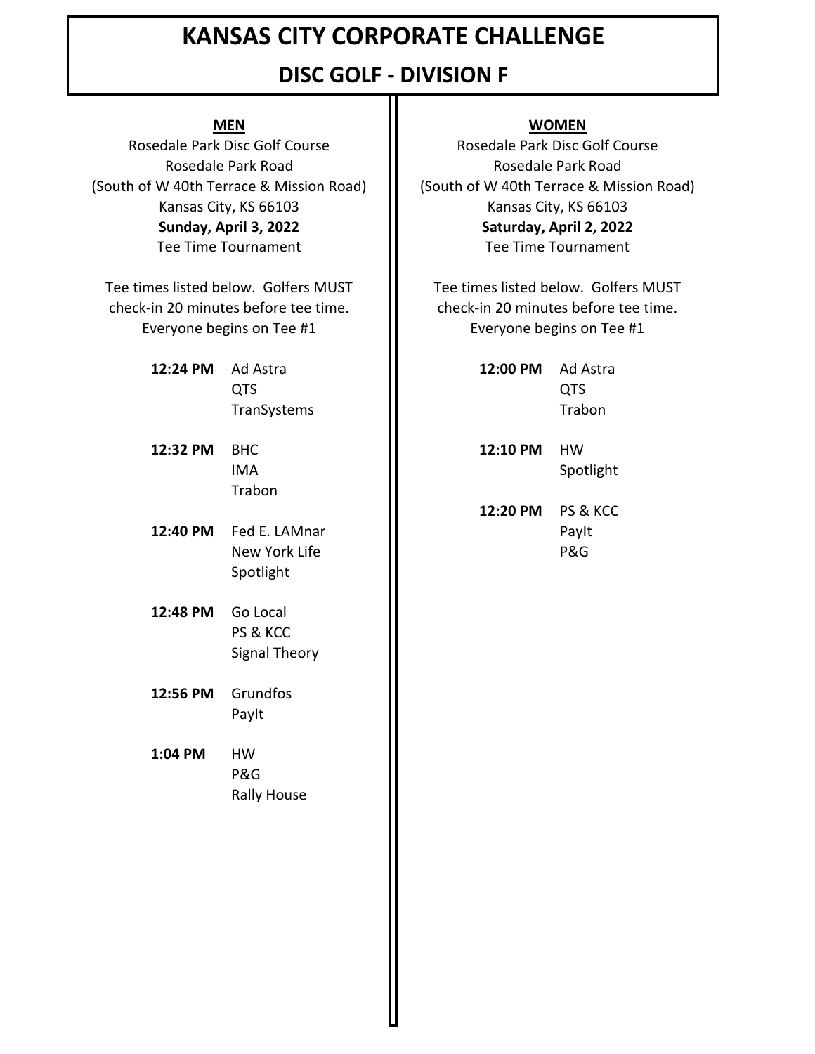# KANSAS CITY CORPORATE CHALLENGE

## DISC GOLF - DIVISION F

### MEN

Rosedale Park Disc Golf Course
Rosedale Park Road
(South of W 40th Terrace & Mission Road)
Kansas City, KS 66103
**Sunday, April 3, 2022**
Tee Time Tournament

Tee times listed below. Golfers MUST check-in 20 minutes before tee time. Everyone begins on Tee #1

**12:24 PM**
- Ad Astra
- QTS
- TranSystems

**12:32 PM**
- BHC
- IMA
- Trabon

**12:40 PM**
- Fed E. LAMnar
- New York Life
- Spotlight

**12:48 PM**
- Go Local
- PS & KCC
- Signal Theory

**12:56 PM**
- Grundfos
- PayIt

**1:04 PM**
- HW
- P&G
- Rally House

### WOMEN

Rosedale Park Disc Golf Course
Rosedale Park Road
(South of W 40th Terrace & Mission Road)
Kansas City, KS 66103
**Saturday, April 2, 2022**
Tee Time Tournament

Tee times listed below. Golfers MUST check-in 20 minutes before tee time. Everyone begins on Tee #1

**12:00 PM**
- Ad Astra
- QTS
- Trabon

**12:10 PM**
- HW
- Spotlight

**12:20 PM**
- PS & KCC
- PayIt
- P&G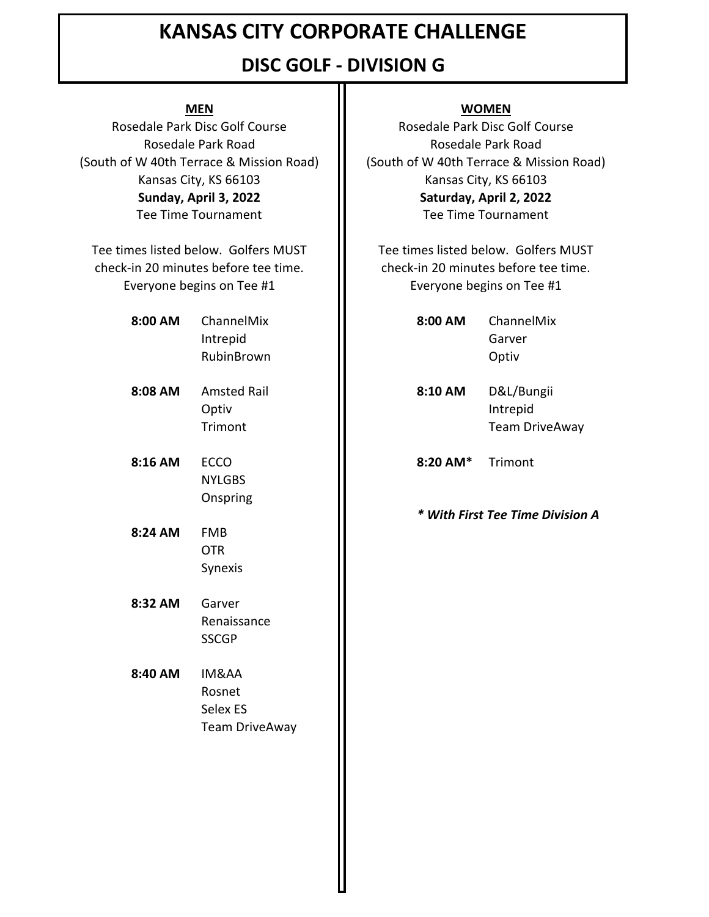# KANSAS CITY CORPORATE CHALLENGE

## DISC GOLF - DIVISION G

### MEN

Rosedale Park Disc Golf Course
Rosedale Park Road
(South of W 40th Terrace & Mission Road)
Kansas City, KS 66103
**Sunday, April 3, 2022**
Tee Time Tournament

Tee times listed below. Golfers MUST check-in 20 minutes before tee time. Everyone begins on Tee #1

| | |
|---|---|
| **8:00 AM** | ChannelMix<br>Intrepid<br>RubinBrown |
| **8:08 AM** | Amsted Rail<br>Optiv<br>Trimont |
| **8:16 AM** | ECCO<br>NYLGBS<br>Onspring |
| **8:24 AM** | FMB<br>OTR<br>Synexis |
| **8:32 AM** | Garver<br>Renaissance<br>SSCGP |
| **8:40 AM** | IM&AA<br>Rosnet<br>Selex ES<br>Team DriveAway |

### WOMEN

Rosedale Park Disc Golf Course
Rosedale Park Road
(South of W 40th Terrace & Mission Road)
Kansas City, KS 66103
**Saturday, April 2, 2022**
Tee Time Tournament

Tee times listed below. Golfers MUST check-in 20 minutes before tee time. Everyone begins on Tee #1

| | |
|---|---|
| **8:00 AM** | ChannelMix<br>Garver<br>Optiv |
| **8:10 AM** | D&L/Bungii<br>Intrepid<br>Team DriveAway |
| **8:20 AM*** | Trimont |

***\* With First Tee Time Division A***